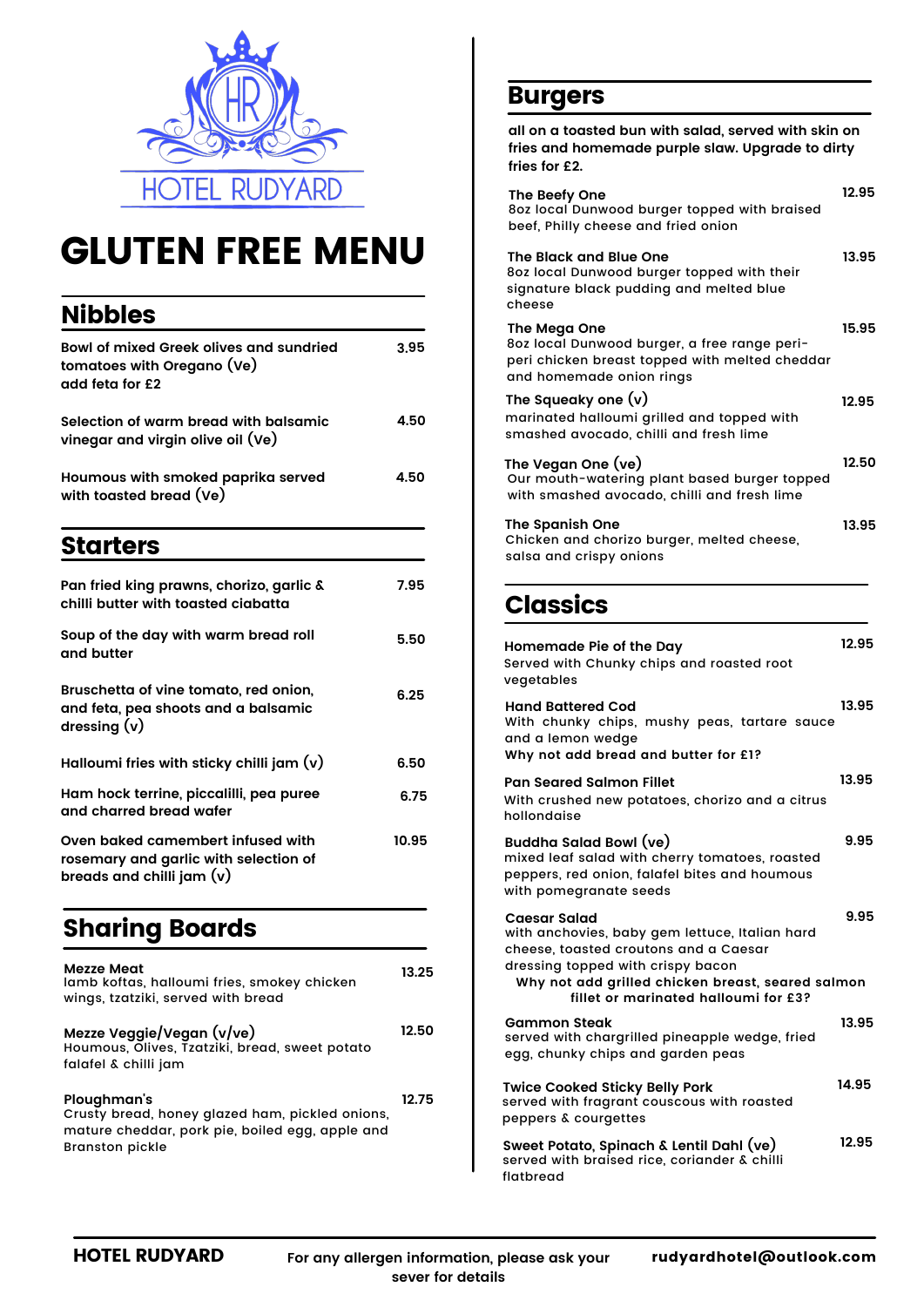HOTEL RUDYARD

# GLUTEN FREE MENU

## Nibbles

**Bowl of mixed Greek olives and sundried tomatoes with Oregano (Ve)** — 3.95
add feta for £2

**Selection of warm bread with balsamic vinegar and virgin olive oil (Ve)** — 4.50

**Houmous with smoked paprika served with toasted bread (Ve)** — 4.50

## Starters

**Pan fried king prawns, chorizo, garlic & chilli butter with toasted ciabatta** — 7.95

**Soup of the day with warm bread roll and butter** — 5.50

**Bruschetta of vine tomato, red onion, and feta, pea shoots and a balsamic dressing (v)** — 6.25

**Halloumi fries with sticky chilli jam (v)** — 6.50

**Ham hock terrine, piccalilli, pea puree and charred bread wafer** — 6.75

**Oven baked camembert infused with rosemary and garlic with selection of breads and chilli jam (v)** — 10.95

## Sharing Boards

**Mezze Meat** — 13.25
lamb koftas, halloumi fries, smokey chicken wings, tzatziki, served with bread

**Mezze Veggie/Vegan (v/ve)** — 12.50
Houmous, Olives, Tzatziki, bread, sweet potato falafel & chilli jam

**Ploughman's** — 12.75
Crusty bread, honey glazed ham, pickled onions, mature cheddar, pork pie, boiled egg, apple and Branston pickle

## Burgers

**all on a toasted bun with salad, served with skin on fries and homemade purple slaw. Upgrade to dirty fries for £2.**

**The Beefy One** — 12.95
8oz local Dunwood burger topped with braised beef, Philly cheese and fried onion

**The Black and Blue One** — 13.95
8oz local Dunwood burger topped with their signature black pudding and melted blue cheese

**The Mega One** — 15.95
8oz local Dunwood burger, a free range peri-peri chicken breast topped with melted cheddar and homemade onion rings

**The Squeaky one (v)** — 12.95
marinated halloumi grilled and topped with smashed avocado, chilli and fresh lime

**The Vegan One (ve)** — 12.50
Our mouth-watering plant based burger topped with smashed avocado, chilli and fresh lime

**The Spanish One** — 13.95
Chicken and chorizo burger, melted cheese, salsa and crispy onions

## Classics

**Homemade Pie of the Day** — 12.95
Served with Chunky chips and roasted root vegetables

**Hand Battered Cod** — 13.95
With chunky chips, mushy peas, tartare sauce and a lemon wedge
**Why not add bread and butter for £1?**

**Pan Seared Salmon Fillet** — 13.95
With crushed new potatoes, chorizo and a citrus hollondaise

**Buddha Salad Bowl (ve)** — 9.95
mixed leaf salad with cherry tomatoes, roasted peppers, red onion, falafel bites and houmous with pomegranate seeds

**Caesar Salad** — 9.95
with anchovies, baby gem lettuce, Italian hard cheese, toasted croutons and a Caesar dressing topped with crispy bacon
**Why not add grilled chicken breast, seared salmon fillet or marinated halloumi for £3?**

**Gammon Steak** — 13.95
served with chargrilled pineapple wedge, fried egg, chunky chips and garden peas

**Twice Cooked Sticky Belly Pork** — 14.95
served with fragrant couscous with roasted peppers & courgettes

**Sweet Potato, Spinach & Lentil Dahl (ve)** — 12.95
served with braised rice, coriander & chilli flatbread

**HOTEL RUDYARD** | **For any allergen information, please ask your sever for details** | **rudyardhotel@outlook.com**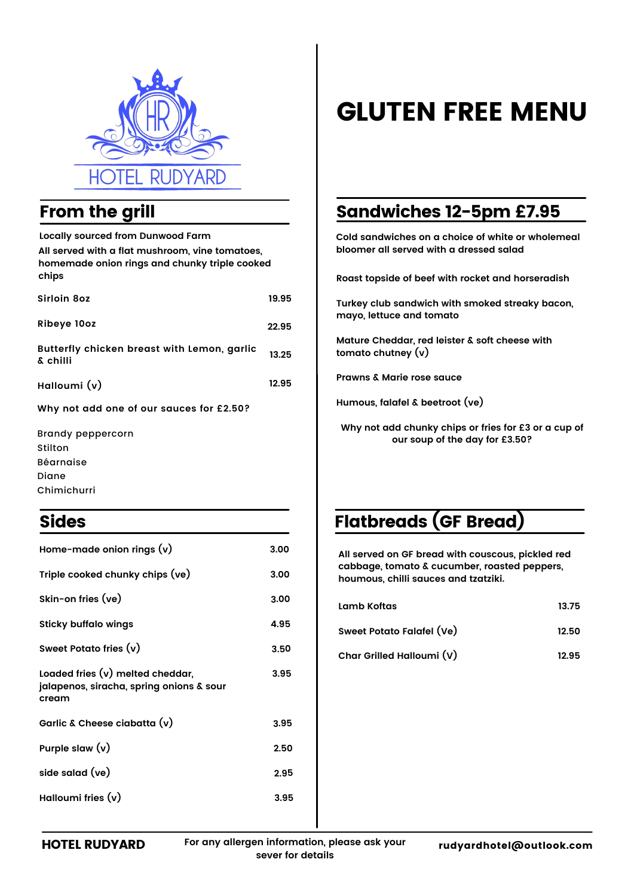HOTEL RUDYARD

# GLUTEN FREE MENU

## From the grill

Locally sourced from Dunwood Farm

All served with a flat mushroom, vine tomatoes, homemade onion rings and chunky triple cooked chips

| | |
|---|---|
| Sirloin 8oz | 19.95 |
| Ribeye 10oz | 22.95 |
| Butterfly chicken breast with Lemon, garlic & chilli | 13.25 |
| Halloumi (v) | 12.95 |

Why not add one of our sauces for £2.50?

- Brandy peppercorn
- Stilton
- Béarnaise
- Diane
- Chimichurri

## Sides

| | |
|---|---|
| Home-made onion rings (v) | 3.00 |
| Triple cooked chunky chips (ve) | 3.00 |
| Skin-on fries (ve) | 3.00 |
| Sticky buffalo wings | 4.95 |
| Sweet Potato fries (v) | 3.50 |
| Loaded fries (v) melted cheddar, jalapenos, siracha, spring onions & sour cream | 3.95 |
| Garlic & Cheese ciabatta (v) | 3.95 |
| Purple slaw (v) | 2.50 |
| side salad (ve) | 2.95 |
| Halloumi fries (v) | 3.95 |

## Sandwiches 12-5pm £7.95

Cold sandwiches on a choice of white or wholemeal bloomer all served with a dressed salad

Roast topside of beef with rocket and horseradish

Turkey club sandwich with smoked streaky bacon, mayo, lettuce and tomato

Mature Cheddar, red leister & soft cheese with tomato chutney (v)

Prawns & Marie rose sauce

Humous, falafel & beetroot (ve)

Why not add chunky chips or fries for £3 or a cup of our soup of the day for £3.50?

## Flatbreads (GF Bread)

All served on GF bread with couscous, pickled red cabbage, tomato & cucumber, roasted peppers, houmous, chilli sauces and tzatziki.

| | |
|---|---|
| Lamb Koftas | 13.75 |
| Sweet Potato Falafel (Ve) | 12.50 |
| Char Grilled Halloumi (V) | 12.95 |

**HOTEL RUDYARD** For any allergen information, please ask your sever for details **rudyardhotel@outlook.com**